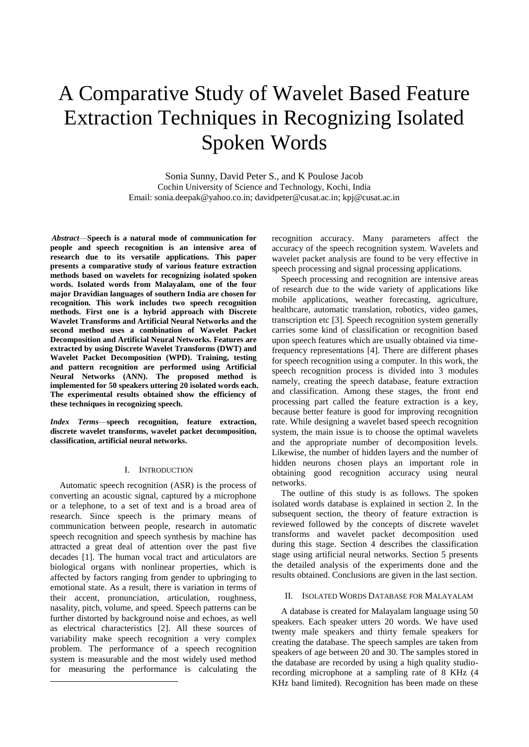# A Comparative Study of Wavelet Based Feature Extraction Techniques in Recognizing Isolated Spoken Words

Sonia Sunny, David Peter S., and K Poulose Jacob
Cochin University of Science and Technology, Kochi, India
Email: sonia.deepak@yahoo.co.in; davidpeter@cusat.ac.in; kpj@cusat.ac.in

***Abstract*—Speech is a natural mode of communication for people and speech recognition is an intensive area of research due to its versatile applications. This paper presents a comparative study of various feature extraction methods based on wavelets for recognizing isolated spoken words. Isolated words from Malayalam, one of the four major Dravidian languages of southern India are chosen for recognition. This work includes two speech recognition methods. First one is a hybrid approach with Discrete Wavelet Transforms and Artificial Neural Networks and the second method uses a combination of Wavelet Packet Decomposition and Artificial Neural Networks. Features are extracted by using Discrete Wavelet Transforms (DWT) and Wavelet Packet Decomposition (WPD). Training, testing and pattern recognition are performed using Artificial Neural Networks (ANN). The proposed method is implemented for 50 speakers uttering 20 isolated words each. The experimental results obtained show the efficiency of these techniques in recognizing speech.**

***Index Terms*—speech recognition, feature extraction, discrete wavelet transforms, wavelet packet decomposition, classification, artificial neural networks.**

## I. Introduction

Automatic speech recognition (ASR) is the process of converting an acoustic signal, captured by a microphone or a telephone, to a set of text and is a broad area of research. Since speech is the primary means of communication between people, research in automatic speech recognition and speech synthesis by machine has attracted a great deal of attention over the past five decades [1]. The human vocal tract and articulators are biological organs with nonlinear properties, which is affected by factors ranging from gender to upbringing to emotional state. As a result, there is variation in terms of their accent, pronunciation, articulation, roughness, nasality, pitch, volume, and speed. Speech patterns can be further distorted by background noise and echoes, as well as electrical characteristics [2]. All these sources of variability make speech recognition a very complex problem. The performance of a speech recognition system is measurable and the most widely used method for measuring the performance is calculating the recognition accuracy. Many parameters affect the accuracy of the speech recognition system. Wavelets and wavelet packet analysis are found to be very effective in speech processing and signal processing applications.

Speech processing and recognition are intensive areas of research due to the wide variety of applications like mobile applications, weather forecasting, agriculture, healthcare, automatic translation, robotics, video games, transcription etc [3]. Speech recognition system generally carries some kind of classification or recognition based upon speech features which are usually obtained via time-frequency representations [4]. There are different phases for speech recognition using a computer. In this work, the speech recognition process is divided into 3 modules namely, creating the speech database, feature extraction and classification. Among these stages, the front end processing part called the feature extraction is a key, because better feature is good for improving recognition rate. While designing a wavelet based speech recognition system, the main issue is to choose the optimal wavelets and the appropriate number of decomposition levels. Likewise, the number of hidden layers and the number of hidden neurons chosen plays an important role in obtaining good recognition accuracy using neural networks.

The outline of this study is as follows. The spoken isolated words database is explained in section 2. In the subsequent section, the theory of feature extraction is reviewed followed by the concepts of discrete wavelet transforms and wavelet packet decomposition used during this stage. Section 4 describes the classification stage using artificial neural networks. Section 5 presents the detailed analysis of the experiments done and the results obtained. Conclusions are given in the last section.

## II. Isolated Words Database for Malayalam

A database is created for Malayalam language using 50 speakers. Each speaker utters 20 words. We have used twenty male speakers and thirty female speakers for creating the database. The speech samples are taken from speakers of age between 20 and 30. The samples stored in the database are recorded by using a high quality studio-recording microphone at a sampling rate of 8 KHz (4 KHz band limited). Recognition has been made on these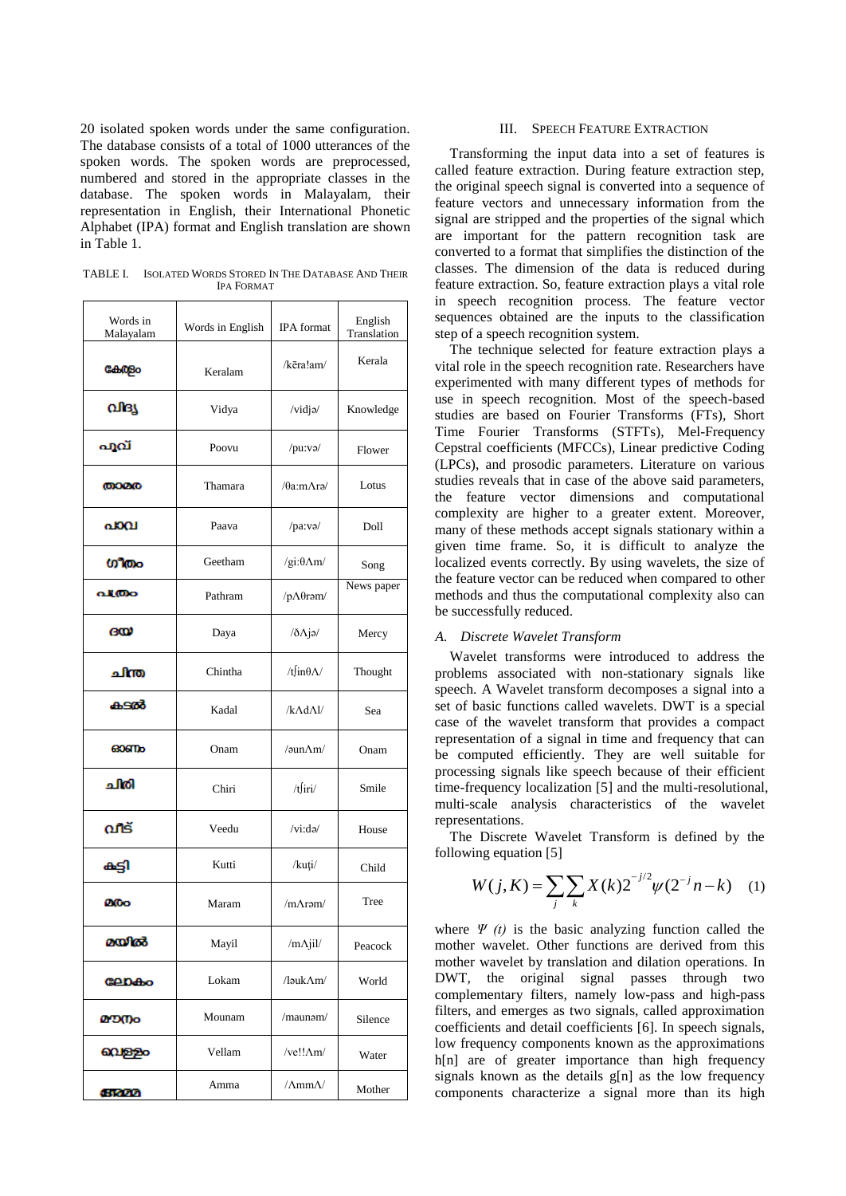20 isolated spoken words under the same configuration. The database consists of a total of 1000 utterances of the spoken words. The spoken words are preprocessed, numbered and stored in the appropriate classes in the database. The spoken words in Malayalam, their representation in English, their International Phonetic Alphabet (IPA) format and English translation are shown in Table 1.

TABLE I. ISOLATED WORDS STORED IN THE DATABASE AND THEIR IPA FORMAT

| Words in Malayalam | Words in English | IPA format | English Translation |
|---|---|---|---|
| കേരളം | Keralam | /kēra!am/ | Kerala |
| വിദ്യ | Vidya | /vidjə/ | Knowledge |
| പൂവ് | Poovu | /pu:və/ | Flower |
| താമര | Thamara | /θa:mʌrə/ | Lotus |
| പാവ | Paava | /pa:və/ | Doll |
| ഗീതം | Geetham | /gi:θʌm/ | Song |
| പത്രം | Pathram | /pʌθrəm/ | News paper |
| ദയ | Daya | /ðʌjə/ | Mercy |
| ചിന്ത | Chintha | /tʃinθʌ/ | Thought |
| കടൽ | Kadal | /kʌdʌl/ | Sea |
| ഓണം | Onam | /əunʌm/ | Onam |
| ചിരി | Chiri | /tʃiri/ | Smile |
| വീട് | Veedu | /vi:də/ | House |
| കുട്ടി | Kutti | /kuṭi/ | Child |
| മരം | Maram | /mʌrəm/ | Tree |
| മയിൽ | Mayil | /mʌjil/ | Peacock |
| ലോകം | Lokam | /ləukʌm/ | World |
| മൗനം | Mounam | /maunəm/ | Silence |
| വെള്ളം | Vellam | /ve!!ʌm/ | Water |
| അമ്മ | Amma | /ʌmmʌ/ | Mother |

## III. SPEECH FEATURE EXTRACTION

Transforming the input data into a set of features is called feature extraction. During feature extraction step, the original speech signal is converted into a sequence of feature vectors and unnecessary information from the signal are stripped and the properties of the signal which are important for the pattern recognition task are converted to a format that simplifies the distinction of the classes. The dimension of the data is reduced during feature extraction. So, feature extraction plays a vital role in speech recognition process. The feature vector sequences obtained are the inputs to the classification step of a speech recognition system.

The technique selected for feature extraction plays a vital role in the speech recognition rate. Researchers have experimented with many different types of methods for use in speech recognition. Most of the speech-based studies are based on Fourier Transforms (FTs), Short Time Fourier Transforms (STFTs), Mel-Frequency Cepstral coefficients (MFCCs), Linear predictive Coding (LPCs), and prosodic parameters. Literature on various studies reveals that in case of the above said parameters, the feature vector dimensions and computational complexity are higher to a greater extent. Moreover, many of these methods accept signals stationary within a given time frame. So, it is difficult to analyze the localized events correctly. By using wavelets, the size of the feature vector can be reduced when compared to other methods and thus the computational complexity also can be successfully reduced.

### A. Discrete Wavelet Transform

Wavelet transforms were introduced to address the problems associated with non-stationary signals like speech. A Wavelet transform decomposes a signal into a set of basic functions called wavelets. DWT is a special case of the wavelet transform that provides a compact representation of a signal in time and frequency that can be computed efficiently. They are well suitable for processing signals like speech because of their efficient time-frequency localization [5] and the multi-resolutional, multi-scale analysis characteristics of the wavelet representations.

The Discrete Wavelet Transform is defined by the following equation [5]

$$W(j,K) = \sum_{j}\sum_{k} X(k)2^{-j/2}\psi(2^{-j}n-k) \quad (1)$$

where $\Psi$ *(t)* is the basic analyzing function called the mother wavelet. Other functions are derived from this mother wavelet by translation and dilation operations. In DWT, the original signal passes through two complementary filters, namely low-pass and high-pass filters, and emerges as two signals, called approximation coefficients and detail coefficients [6]. In speech signals, low frequency components known as the approximations h[n] are of greater importance than high frequency signals known as the details g[n] as the low frequency components characterize a signal more than its high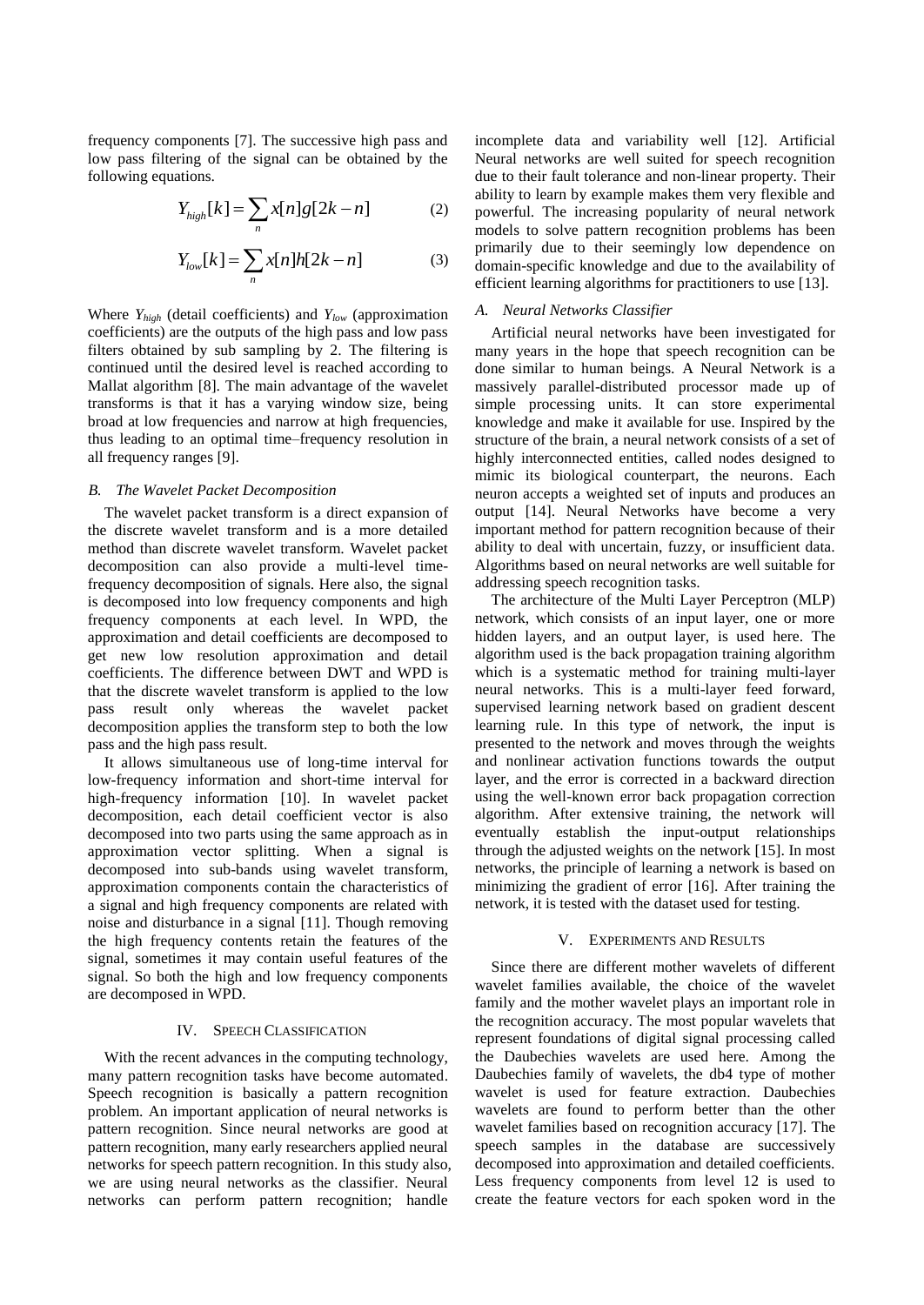frequency components [7]. The successive high pass and low pass filtering of the signal can be obtained by the following equations.

$$Y_{high}[k] = \sum_{n} x[n]g[2k-n] \tag{2}$$

$$Y_{low}[k] = \sum_{n} x[n]h[2k-n] \tag{3}$$

Where $Y_{high}$ (detail coefficients) and $Y_{low}$ (approximation coefficients) are the outputs of the high pass and low pass filters obtained by sub sampling by 2. The filtering is continued until the desired level is reached according to Mallat algorithm [8]. The main advantage of the wavelet transforms is that it has a varying window size, being broad at low frequencies and narrow at high frequencies, thus leading to an optimal time–frequency resolution in all frequency ranges [9].

### *B. The Wavelet Packet Decomposition*

The wavelet packet transform is a direct expansion of the discrete wavelet transform and is a more detailed method than discrete wavelet transform. Wavelet packet decomposition can also provide a multi-level time-frequency decomposition of signals. Here also, the signal is decomposed into low frequency components and high frequency components at each level. In WPD, the approximation and detail coefficients are decomposed to get new low resolution approximation and detail coefficients. The difference between DWT and WPD is that the discrete wavelet transform is applied to the low pass result only whereas the wavelet packet decomposition applies the transform step to both the low pass and the high pass result.

It allows simultaneous use of long-time interval for low-frequency information and short-time interval for high-frequency information [10]. In wavelet packet decomposition, each detail coefficient vector is also decomposed into two parts using the same approach as in approximation vector splitting. When a signal is decomposed into sub-bands using wavelet transform, approximation components contain the characteristics of a signal and high frequency components are related with noise and disturbance in a signal [11]. Though removing the high frequency contents retain the features of the signal, sometimes it may contain useful features of the signal. So both the high and low frequency components are decomposed in WPD.

## IV. Speech Classification

With the recent advances in the computing technology, many pattern recognition tasks have become automated. Speech recognition is basically a pattern recognition problem. An important application of neural networks is pattern recognition. Since neural networks are good at pattern recognition, many early researchers applied neural networks for speech pattern recognition. In this study also, we are using neural networks as the classifier. Neural networks can perform pattern recognition; handle incomplete data and variability well [12]. Artificial Neural networks are well suited for speech recognition due to their fault tolerance and non-linear property. Their ability to learn by example makes them very flexible and powerful. The increasing popularity of neural network models to solve pattern recognition problems has been primarily due to their seemingly low dependence on domain-specific knowledge and due to the availability of efficient learning algorithms for practitioners to use [13].

### *A. Neural Networks Classifier*

Artificial neural networks have been investigated for many years in the hope that speech recognition can be done similar to human beings. A Neural Network is a massively parallel-distributed processor made up of simple processing units. It can store experimental knowledge and make it available for use. Inspired by the structure of the brain, a neural network consists of a set of highly interconnected entities, called nodes designed to mimic its biological counterpart, the neurons. Each neuron accepts a weighted set of inputs and produces an output [14]. Neural Networks have become a very important method for pattern recognition because of their ability to deal with uncertain, fuzzy, or insufficient data. Algorithms based on neural networks are well suitable for addressing speech recognition tasks.

The architecture of the Multi Layer Perceptron (MLP) network, which consists of an input layer, one or more hidden layers, and an output layer, is used here. The algorithm used is the back propagation training algorithm which is a systematic method for training multi-layer neural networks. This is a multi-layer feed forward, supervised learning network based on gradient descent learning rule. In this type of network, the input is presented to the network and moves through the weights and nonlinear activation functions towards the output layer, and the error is corrected in a backward direction using the well-known error back propagation correction algorithm. After extensive training, the network will eventually establish the input-output relationships through the adjusted weights on the network [15]. In most networks, the principle of learning a network is based on minimizing the gradient of error [16]. After training the network, it is tested with the dataset used for testing.

## V. Experiments and Results

Since there are different mother wavelets of different wavelet families available, the choice of the wavelet family and the mother wavelet plays an important role in the recognition accuracy. The most popular wavelets that represent foundations of digital signal processing called the Daubechies wavelets are used here. Among the Daubechies family of wavelets, the db4 type of mother wavelet is used for feature extraction. Daubechies wavelets are found to perform better than the other wavelet families based on recognition accuracy [17]. The speech samples in the database are successively decomposed into approximation and detailed coefficients. Less frequency components from level 12 is used to create the feature vectors for each spoken word in the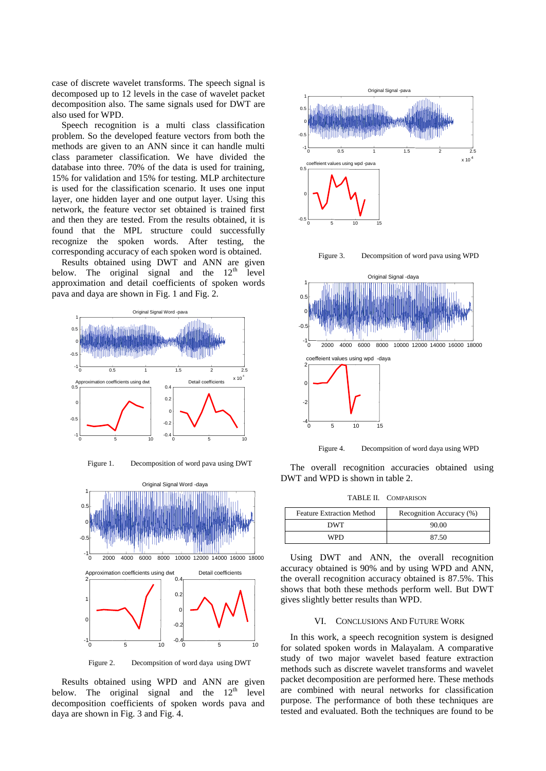case of discrete wavelet transforms. The speech signal is decomposed up to 12 levels in the case of wavelet packet decomposition also. The same signals used for DWT are also used for WPD.

Speech recognition is a multi class classification problem. So the developed feature vectors from both the methods are given to an ANN since it can handle multi class parameter classification. We have divided the database into three. 70% of the data is used for training, 15% for validation and 15% for testing. MLP architecture is used for the classification scenario. It uses one input layer, one hidden layer and one output layer. Using this network, the feature vector set obtained is trained first and then they are tested. From the results obtained, it is found that the MPL structure could successfully recognize the spoken words. After testing, the corresponding accuracy of each spoken word is obtained.

Results obtained using DWT and ANN are given below. The original signal and the 12[th] level approximation and detail coefficients of spoken words pava and daya are shown in Fig. 1 and Fig. 2.

Original Signal Word -pava

x 10^4

Approximation coefficients using dwt

Detail coefficients

Figure 1. Decomposition of word pava using DWT

Original Signal Word -daya

Approximation coefficients using dwt

Detail coefficients

Figure 2. Decomposition of word daya using DWT

Results obtained using WPD and ANN are given below. The original signal and the 12[th] level decomposition coefficients of spoken words pava and daya are shown in Fig. 3 and Fig. 4.

Original Signal -pava

x 10^4

coeffeient values using wpd -pava

Figure 3. Decompsition of word pava using WPD

Original Signal -daya

coeffeient values using wpd -daya

Figure 4. Decompsition of word daya using WPD

The overall recognition accuracies obtained using DWT and WPD is shown in table 2.

TABLE II. COMPARISON

| Feature Extraction Method | Recognition Accuracy (%) |
| --- | --- |
| DWT | 90.00 |
| WPD | 87.50 |

Using DWT and ANN, the overall recognition accuracy obtained is 90% and by using WPD and ANN, the overall recognition accuracy obtained is 87.5%. This shows that both these methods perform well. But DWT gives slightly better results than WPD.

## VI. CONCLUSIONS AND FUTURE WORK

In this work, a speech recognition system is designed for solated spoken words in Malayalam. A comparative study of two major wavelet based feature extraction methods such as discrete wavelet transforms and wavelet packet decomposition are performed here. These methods are combined with neural networks for classification purpose. The performance of both these techniques are tested and evaluated. Both the techniques are found to be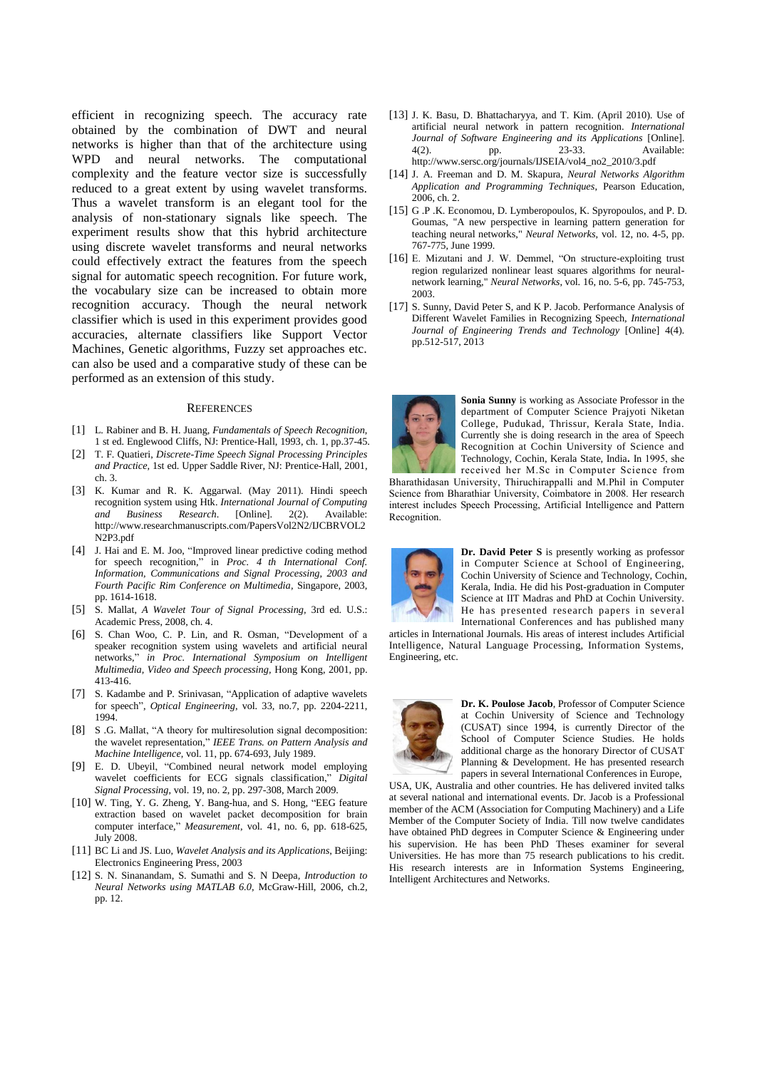efficient in recognizing speech. The accuracy rate obtained by the combination of DWT and neural networks is higher than that of the architecture using WPD and neural networks. The computational complexity and the feature vector size is successfully reduced to a great extent by using wavelet transforms. Thus a wavelet transform is an elegant tool for the analysis of non-stationary signals like speech. The experiment results show that this hybrid architecture using discrete wavelet transforms and neural networks could effectively extract the features from the speech signal for automatic speech recognition. For future work, the vocabulary size can be increased to obtain more recognition accuracy. Though the neural network classifier which is used in this experiment provides good accuracies, alternate classifiers like Support Vector Machines, Genetic algorithms, Fuzzy set approaches etc. can also be used and a comparative study of these can be performed as an extension of this study.

## REFERENCES

[1] L. Rabiner and B. H. Juang, *Fundamentals of Speech Recognition*, 1 st ed. Englewood Cliffs, NJ: Prentice-Hall, 1993, ch. 1, pp.37-45.

[2] T. F. Quatieri, *Discrete-Time Speech Signal Processing Principles and Practice*, 1st ed. Upper Saddle River, NJ: Prentice-Hall, 2001, ch. 3.

[3] K. Kumar and R. K. Aggarwal. (May 2011). Hindi speech recognition system using Htk. *International Journal of Computing and Business Research*. [Online]. 2(2). Available: http://www.researchmanuscripts.com/PapersVol2N2/IJCBRVOL2N2P3.pdf

[4] J. Hai and E. M. Joo, "Improved linear predictive coding method for speech recognition," in *Proc. 4 th International Conf. Information, Communications and Signal Processing, 2003 and Fourth Pacific Rim Conference on Multimedia*, Singapore, 2003, pp. 1614-1618.

[5] S. Mallat, *A Wavelet Tour of Signal Processing*, 3rd ed. U.S.: Academic Press, 2008, ch. 4.

[6] S. Chan Woo, C. P. Lin, and R. Osman, "Development of a speaker recognition system using wavelets and artificial neural networks," *in Proc. International Symposium on Intelligent Multimedia, Video and Speech processing*, Hong Kong, 2001, pp. 413-416.

[7] S. Kadambe and P. Srinivasan, "Application of adaptive wavelets for speech", *Optical Engineering*, vol. 33, no.7, pp. 2204-2211, 1994.

[8] S .G. Mallat, "A theory for multiresolution signal decomposition: the wavelet representation," *IEEE Trans. on Pattern Analysis and Machine Intelligence*, vol. 11, pp. 674-693, July 1989.

[9] E. D. Ubeyil, "Combined neural network model employing wavelet coefficients for ECG signals classification," *Digital Signal Processing*, vol. 19, no. 2, pp. 297-308, March 2009.

[10] W. Ting, Y. G. Zheng, Y. Bang-hua, and S. Hong, "EEG feature extraction based on wavelet packet decomposition for brain computer interface," *Measurement*, vol. 41, no. 6, pp. 618-625, July 2008.

[11] BC Li and JS. Luo, *Wavelet Analysis and its Applications*, Beijing: Electronics Engineering Press, 2003

[12] S. N. Sinanandam, S. Sumathi and S. N Deepa, *Introduction to Neural Networks using MATLAB 6.0*, McGraw-Hill, 2006, ch.2, pp. 12.

[13] J. K. Basu, D. Bhattacharyya, and T. Kim. (April 2010). Use of artificial neural network in pattern recognition. *International Journal of Software Engineering and its Applications* [Online]. 4(2). pp. 23-33. Available: http://www.sersc.org/journals/IJSEIA/vol4_no2_2010/3.pdf

[14] J. A. Freeman and D. M. Skapura, *Neural Networks Algorithm Application and Programming Techniques*, Pearson Education, 2006, ch. 2.

[15] G .P .K. Economou, D. Lymberopoulos, K. Spyropoulos, and P. D. Goumas, "A new perspective in learning pattern generation for teaching neural networks," *Neural Networks*, vol. 12, no. 4-5, pp. 767-775, June 1999.

[16] E. Mizutani and J. W. Demmel, "On structure-exploiting trust region regularized nonlinear least squares algorithms for neural-network learning," *Neural Networks*, vol. 16, no. 5-6, pp. 745-753, 2003.

[17] S. Sunny, David Peter S, and K P. Jacob. Performance Analysis of Different Wavelet Families in Recognizing Speech, *International Journal of Engineering Trends and Technology* [Online] 4(4). pp.512-517, 2013

**Sonia Sunny** is working as Associate Professor in the department of Computer Science Prajyoti Niketan College, Pudukad, Thrissur, Kerala State, India. Currently she is doing research in the area of Speech Recognition at Cochin University of Science and Technology, Cochin, Kerala State, India**.** In 1995, she received her M.Sc in Computer Science from Bharathidasan University, Thiruchirappalli and M.Phil in Computer Science from Bharathiar University, Coimbatore in 2008. Her research interest includes Speech Processing, Artificial Intelligence and Pattern Recognition.

**Dr. David Peter S** is presently working as professor in Computer Science at School of Engineering, Cochin University of Science and Technology, Cochin, Kerala, India. He did his Post-graduation in Computer Science at IIT Madras and PhD at Cochin University. He has presented research papers in several International Conferences and has published many articles in International Journals. His areas of interest includes Artificial Intelligence, Natural Language Processing, Information Systems, Engineering, etc.

**Dr. K. Poulose Jacob**, Professor of Computer Science at Cochin University of Science and Technology (CUSAT) since 1994, is currently Director of the School of Computer Science Studies. He holds additional charge as the honorary Director of CUSAT Planning & Development. He has presented research papers in several International Conferences in Europe, USA, UK, Australia and other countries. He has delivered invited talks at several national and international events. Dr. Jacob is a Professional member of the ACM (Association for Computing Machinery) and a Life Member of the Computer Society of India. Till now twelve candidates have obtained PhD degrees in Computer Science & Engineering under his supervision. He has been PhD Theses examiner for several Universities. He has more than 75 research publications to his credit. His research interests are in Information Systems Engineering, Intelligent Architectures and Networks.